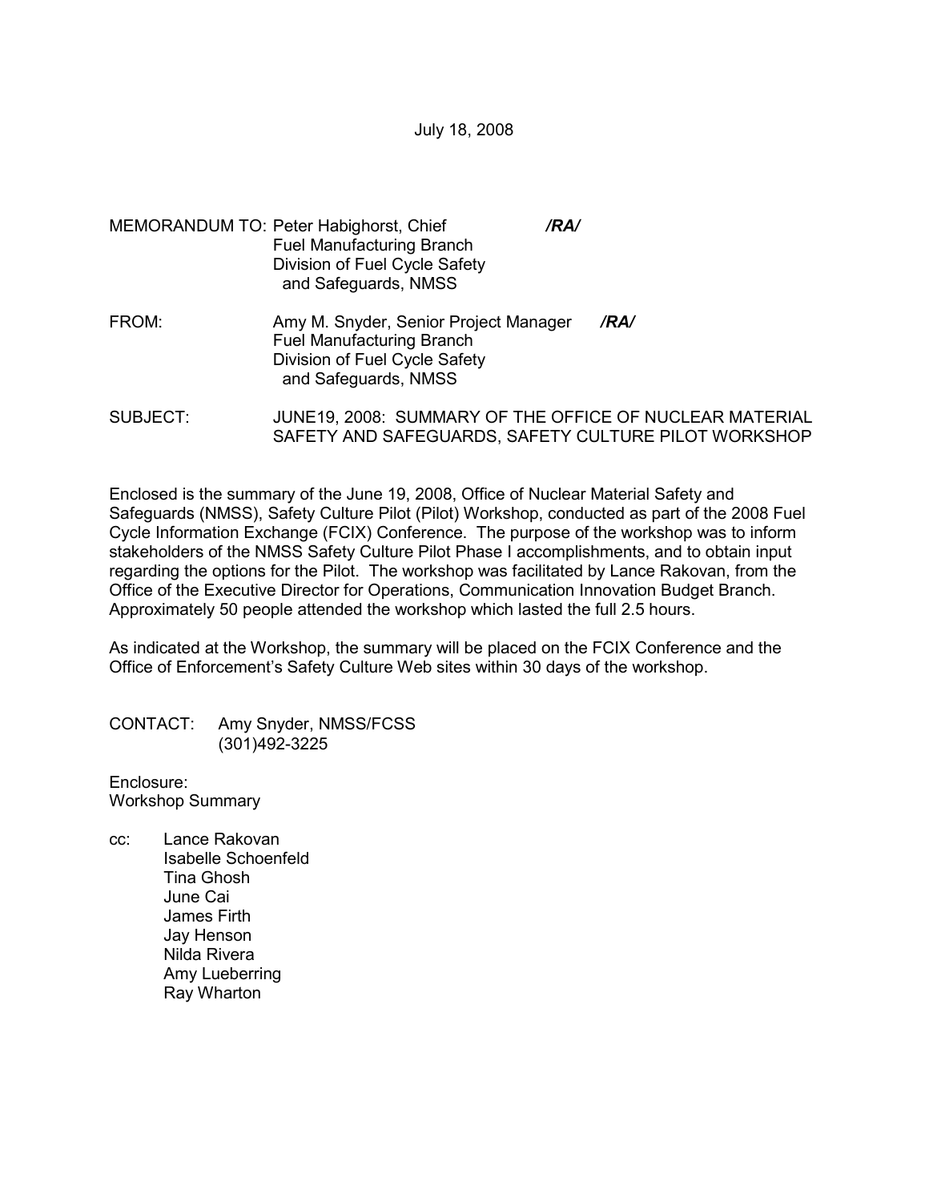July 18, 2008

MEMORANDUM TO: Peter Habighorst, Chief /RA/
Fuel Manufacturing Branch
Division of Fuel Cycle Safety
and Safeguards, NMSS

FROM: Amy M. Snyder, Senior Project Manager /RA/
Fuel Manufacturing Branch
Division of Fuel Cycle Safety
and Safeguards, NMSS

SUBJECT: JUNE19, 2008: SUMMARY OF THE OFFICE OF NUCLEAR MATERIAL SAFETY AND SAFEGUARDS, SAFETY CULTURE PILOT WORKSHOP

Enclosed is the summary of the June 19, 2008, Office of Nuclear Material Safety and Safeguards (NMSS), Safety Culture Pilot (Pilot) Workshop, conducted as part of the 2008 Fuel Cycle Information Exchange (FCIX) Conference. The purpose of the workshop was to inform stakeholders of the NMSS Safety Culture Pilot Phase I accomplishments, and to obtain input regarding the options for the Pilot. The workshop was facilitated by Lance Rakovan, from the Office of the Executive Director for Operations, Communication Innovation Budget Branch. Approximately 50 people attended the workshop which lasted the full 2.5 hours.

As indicated at the Workshop, the summary will be placed on the FCIX Conference and the Office of Enforcement's Safety Culture Web sites within 30 days of the workshop.

CONTACT: Amy Snyder, NMSS/FCSS
(301)492-3225

Enclosure:
Workshop Summary

cc: Lance Rakovan
Isabelle Schoenfeld
Tina Ghosh
June Cai
James Firth
Jay Henson
Nilda Rivera
Amy Lueberring
Ray Wharton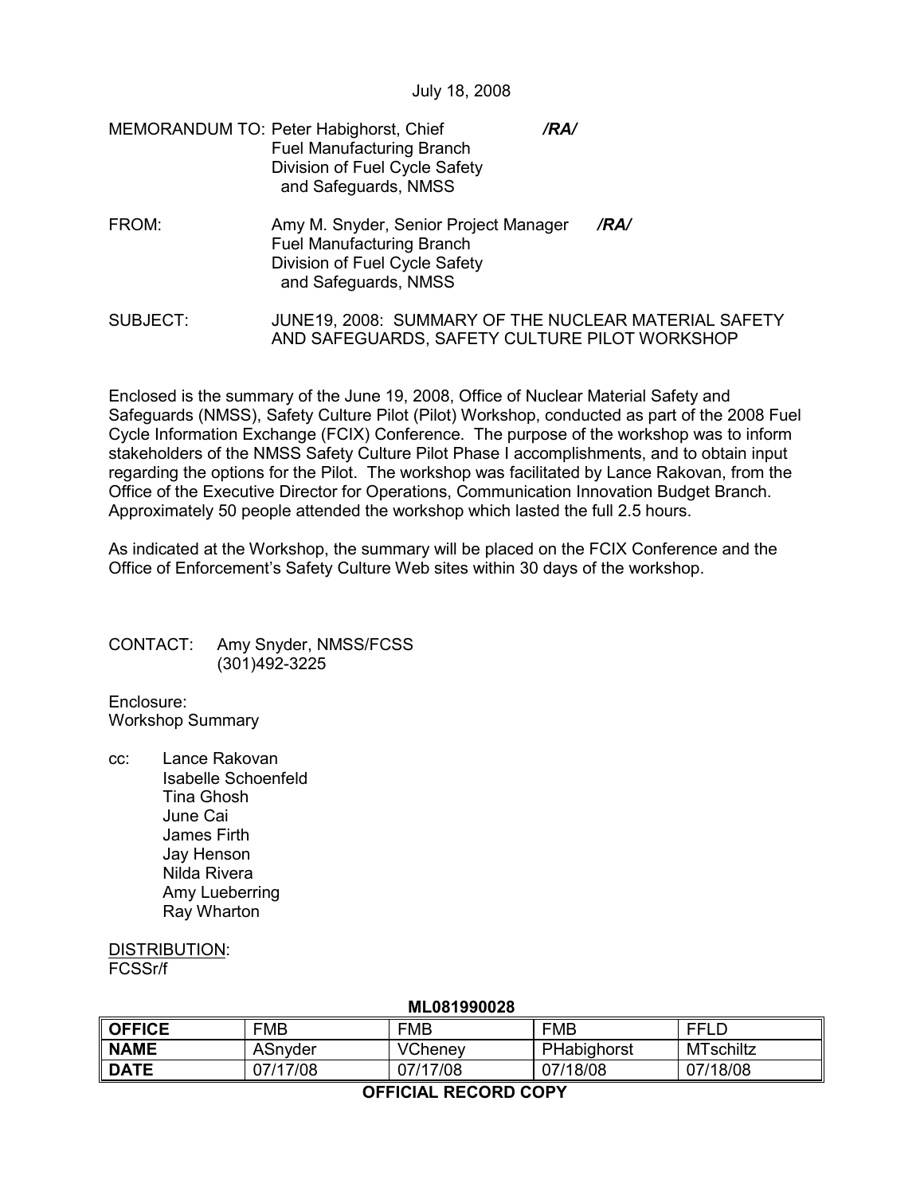July 18, 2008

MEMORANDUM TO: Peter Habighorst, Chief /RA/
Fuel Manufacturing Branch
Division of Fuel Cycle Safety
and Safeguards, NMSS

FROM: Amy M. Snyder, Senior Project Manager /RA/
Fuel Manufacturing Branch
Division of Fuel Cycle Safety
and Safeguards, NMSS

SUBJECT: JUNE19, 2008: SUMMARY OF THE NUCLEAR MATERIAL SAFETY AND SAFEGUARDS, SAFETY CULTURE PILOT WORKSHOP

Enclosed is the summary of the June 19, 2008, Office of Nuclear Material Safety and Safeguards (NMSS), Safety Culture Pilot (Pilot) Workshop, conducted as part of the 2008 Fuel Cycle Information Exchange (FCIX) Conference. The purpose of the workshop was to inform stakeholders of the NMSS Safety Culture Pilot Phase I accomplishments, and to obtain input regarding the options for the Pilot. The workshop was facilitated by Lance Rakovan, from the Office of the Executive Director for Operations, Communication Innovation Budget Branch. Approximately 50 people attended the workshop which lasted the full 2.5 hours.

As indicated at the Workshop, the summary will be placed on the FCIX Conference and the Office of Enforcement's Safety Culture Web sites within 30 days of the workshop.

CONTACT: Amy Snyder, NMSS/FCSS
(301)492-3225

Enclosure:
Workshop Summary

cc: Lance Rakovan
Isabelle Schoenfeld
Tina Ghosh
June Cai
James Firth
Jay Henson
Nilda Rivera
Amy Lueberring
Ray Wharton

DISTRIBUTION:
FCSSr/f

**ML081990028**

| OFFICE | FMB | FMB | FMB | FFLD |
|---|---|---|---|---|
| NAME | ASnyder | VCheney | PHabighorst | MTschiltz |
| DATE | 07/17/08 | 07/17/08 | 07/18/08 | 07/18/08 |

**OFFICIAL RECORD COPY**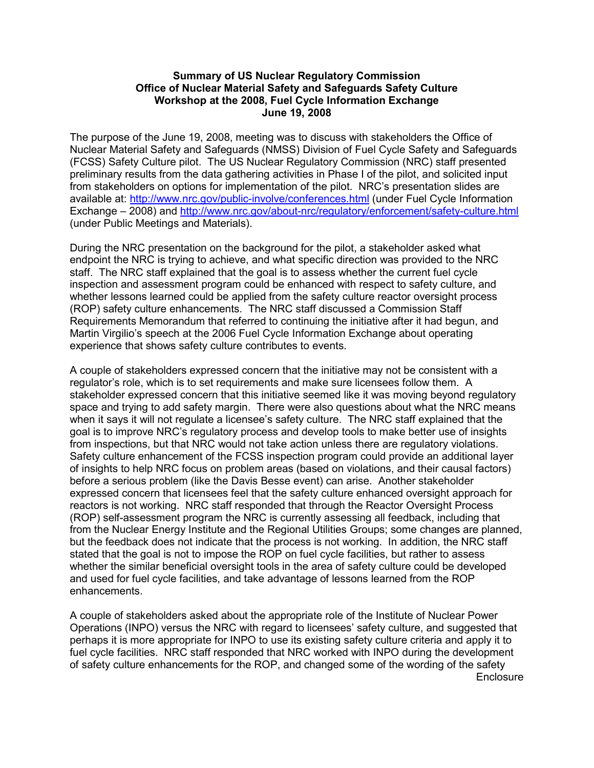**Summary of US Nuclear Regulatory Commission Office of Nuclear Material Safety and Safeguards Safety Culture Workshop at the 2008, Fuel Cycle Information Exchange June 19, 2008**

The purpose of the June 19, 2008, meeting was to discuss with stakeholders the Office of Nuclear Material Safety and Safeguards (NMSS) Division of Fuel Cycle Safety and Safeguards (FCSS) Safety Culture pilot. The US Nuclear Regulatory Commission (NRC) staff presented preliminary results from the data gathering activities in Phase I of the pilot, and solicited input from stakeholders on options for implementation of the pilot. NRC's presentation slides are available at: http://www.nrc.gov/public-involve/conferences.html (under Fuel Cycle Information Exchange – 2008) and http://www.nrc.gov/about-nrc/regulatory/enforcement/safety-culture.html (under Public Meetings and Materials).

During the NRC presentation on the background for the pilot, a stakeholder asked what endpoint the NRC is trying to achieve, and what specific direction was provided to the NRC staff. The NRC staff explained that the goal is to assess whether the current fuel cycle inspection and assessment program could be enhanced with respect to safety culture, and whether lessons learned could be applied from the safety culture reactor oversight process (ROP) safety culture enhancements. The NRC staff discussed a Commission Staff Requirements Memorandum that referred to continuing the initiative after it had begun, and Martin Virgilio's speech at the 2006 Fuel Cycle Information Exchange about operating experience that shows safety culture contributes to events.

A couple of stakeholders expressed concern that the initiative may not be consistent with a regulator's role, which is to set requirements and make sure licensees follow them. A stakeholder expressed concern that this initiative seemed like it was moving beyond regulatory space and trying to add safety margin. There were also questions about what the NRC means when it says it will not regulate a licensee's safety culture. The NRC staff explained that the goal is to improve NRC's regulatory process and develop tools to make better use of insights from inspections, but that NRC would not take action unless there are regulatory violations. Safety culture enhancement of the FCSS inspection program could provide an additional layer of insights to help NRC focus on problem areas (based on violations, and their causal factors) before a serious problem (like the Davis Besse event) can arise. Another stakeholder expressed concern that licensees feel that the safety culture enhanced oversight approach for reactors is not working. NRC staff responded that through the Reactor Oversight Process (ROP) self-assessment program the NRC is currently assessing all feedback, including that from the Nuclear Energy Institute and the Regional Utilities Groups; some changes are planned, but the feedback does not indicate that the process is not working. In addition, the NRC staff stated that the goal is not to impose the ROP on fuel cycle facilities, but rather to assess whether the similar beneficial oversight tools in the area of safety culture could be developed and used for fuel cycle facilities, and take advantage of lessons learned from the ROP enhancements.

A couple of stakeholders asked about the appropriate role of the Institute of Nuclear Power Operations (INPO) versus the NRC with regard to licensees' safety culture, and suggested that perhaps it is more appropriate for INPO to use its existing safety culture criteria and apply it to fuel cycle facilities. NRC staff responded that NRC worked with INPO during the development of safety culture enhancements for the ROP, and changed some of the wording of the safety

Enclosure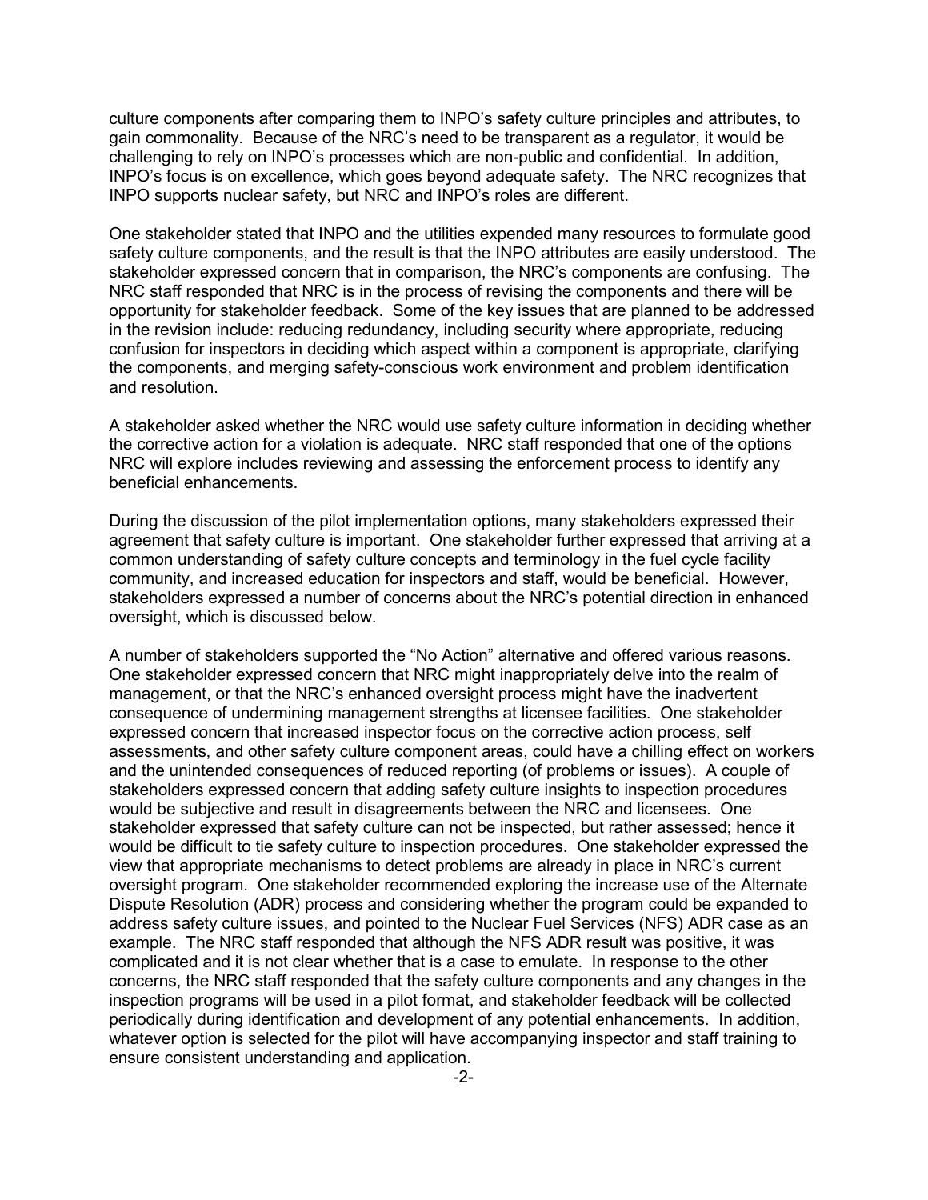culture components after comparing them to INPO's safety culture principles and attributes, to gain commonality. Because of the NRC's need to be transparent as a regulator, it would be challenging to rely on INPO's processes which are non-public and confidential. In addition, INPO's focus is on excellence, which goes beyond adequate safety. The NRC recognizes that INPO supports nuclear safety, but NRC and INPO's roles are different.

One stakeholder stated that INPO and the utilities expended many resources to formulate good safety culture components, and the result is that the INPO attributes are easily understood. The stakeholder expressed concern that in comparison, the NRC's components are confusing. The NRC staff responded that NRC is in the process of revising the components and there will be opportunity for stakeholder feedback. Some of the key issues that are planned to be addressed in the revision include: reducing redundancy, including security where appropriate, reducing confusion for inspectors in deciding which aspect within a component is appropriate, clarifying the components, and merging safety-conscious work environment and problem identification and resolution.

A stakeholder asked whether the NRC would use safety culture information in deciding whether the corrective action for a violation is adequate. NRC staff responded that one of the options NRC will explore includes reviewing and assessing the enforcement process to identify any beneficial enhancements.

During the discussion of the pilot implementation options, many stakeholders expressed their agreement that safety culture is important. One stakeholder further expressed that arriving at a common understanding of safety culture concepts and terminology in the fuel cycle facility community, and increased education for inspectors and staff, would be beneficial. However, stakeholders expressed a number of concerns about the NRC's potential direction in enhanced oversight, which is discussed below.

A number of stakeholders supported the "No Action" alternative and offered various reasons. One stakeholder expressed concern that NRC might inappropriately delve into the realm of management, or that the NRC's enhanced oversight process might have the inadvertent consequence of undermining management strengths at licensee facilities. One stakeholder expressed concern that increased inspector focus on the corrective action process, self assessments, and other safety culture component areas, could have a chilling effect on workers and the unintended consequences of reduced reporting (of problems or issues). A couple of stakeholders expressed concern that adding safety culture insights to inspection procedures would be subjective and result in disagreements between the NRC and licensees. One stakeholder expressed that safety culture can not be inspected, but rather assessed; hence it would be difficult to tie safety culture to inspection procedures. One stakeholder expressed the view that appropriate mechanisms to detect problems are already in place in NRC's current oversight program. One stakeholder recommended exploring the increase use of the Alternate Dispute Resolution (ADR) process and considering whether the program could be expanded to address safety culture issues, and pointed to the Nuclear Fuel Services (NFS) ADR case as an example. The NRC staff responded that although the NFS ADR result was positive, it was complicated and it is not clear whether that is a case to emulate. In response to the other concerns, the NRC staff responded that the safety culture components and any changes in the inspection programs will be used in a pilot format, and stakeholder feedback will be collected periodically during identification and development of any potential enhancements. In addition, whatever option is selected for the pilot will have accompanying inspector and staff training to ensure consistent understanding and application.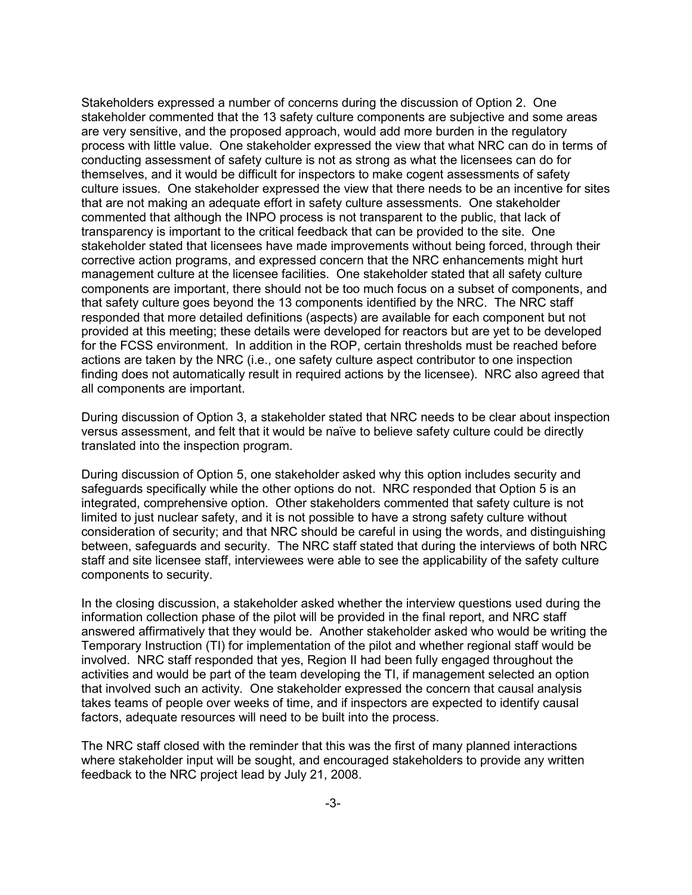Stakeholders expressed a number of concerns during the discussion of Option 2. One stakeholder commented that the 13 safety culture components are subjective and some areas are very sensitive, and the proposed approach, would add more burden in the regulatory process with little value. One stakeholder expressed the view that what NRC can do in terms of conducting assessment of safety culture is not as strong as what the licensees can do for themselves, and it would be difficult for inspectors to make cogent assessments of safety culture issues. One stakeholder expressed the view that there needs to be an incentive for sites that are not making an adequate effort in safety culture assessments. One stakeholder commented that although the INPO process is not transparent to the public, that lack of transparency is important to the critical feedback that can be provided to the site. One stakeholder stated that licensees have made improvements without being forced, through their corrective action programs, and expressed concern that the NRC enhancements might hurt management culture at the licensee facilities. One stakeholder stated that all safety culture components are important, there should not be too much focus on a subset of components, and that safety culture goes beyond the 13 components identified by the NRC. The NRC staff responded that more detailed definitions (aspects) are available for each component but not provided at this meeting; these details were developed for reactors but are yet to be developed for the FCSS environment. In addition in the ROP, certain thresholds must be reached before actions are taken by the NRC (i.e., one safety culture aspect contributor to one inspection finding does not automatically result in required actions by the licensee). NRC also agreed that all components are important.

During discussion of Option 3, a stakeholder stated that NRC needs to be clear about inspection versus assessment, and felt that it would be naïve to believe safety culture could be directly translated into the inspection program.

During discussion of Option 5, one stakeholder asked why this option includes security and safeguards specifically while the other options do not. NRC responded that Option 5 is an integrated, comprehensive option. Other stakeholders commented that safety culture is not limited to just nuclear safety, and it is not possible to have a strong safety culture without consideration of security; and that NRC should be careful in using the words, and distinguishing between, safeguards and security. The NRC staff stated that during the interviews of both NRC staff and site licensee staff, interviewees were able to see the applicability of the safety culture components to security.

In the closing discussion, a stakeholder asked whether the interview questions used during the information collection phase of the pilot will be provided in the final report, and NRC staff answered affirmatively that they would be. Another stakeholder asked who would be writing the Temporary Instruction (TI) for implementation of the pilot and whether regional staff would be involved. NRC staff responded that yes, Region II had been fully engaged throughout the activities and would be part of the team developing the TI, if management selected an option that involved such an activity. One stakeholder expressed the concern that causal analysis takes teams of people over weeks of time, and if inspectors are expected to identify causal factors, adequate resources will need to be built into the process.

The NRC staff closed with the reminder that this was the first of many planned interactions where stakeholder input will be sought, and encouraged stakeholders to provide any written feedback to the NRC project lead by July 21, 2008.